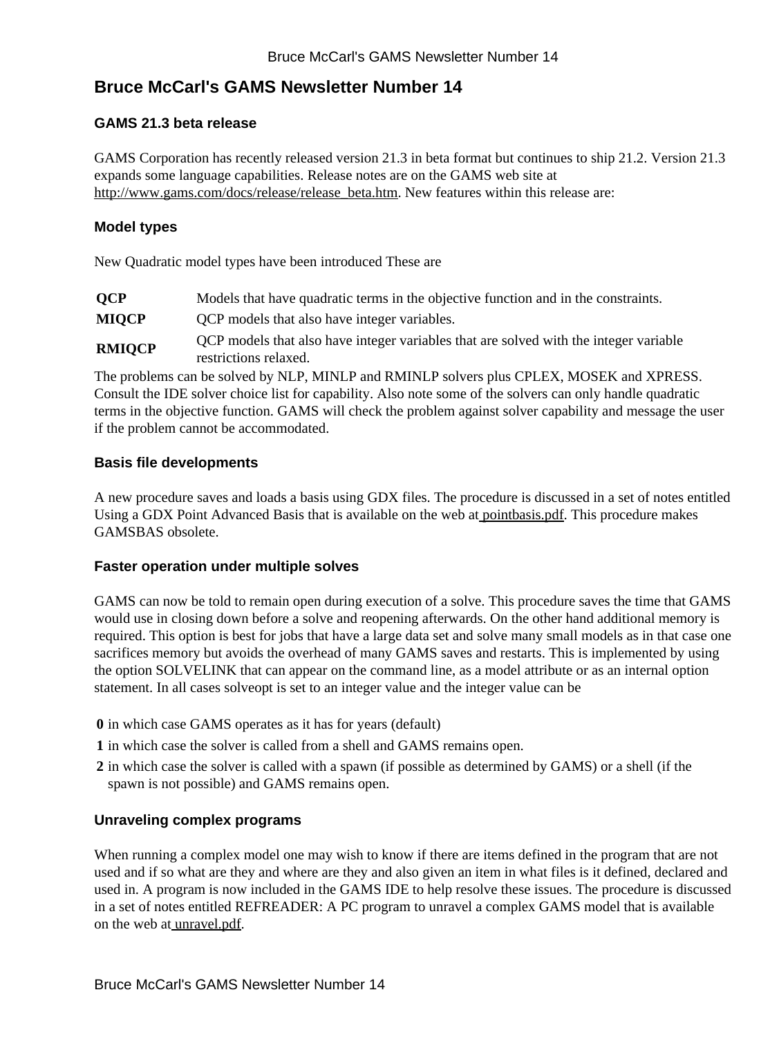# Bruce McCarl's GAMS Newsletter Number 14

### GAMS 21.3 beta release

GAMS Corporation has recently released version 21.3 in beta format but continues to ship 21.2. Version 21.3 expands some language capabilities. Release notes are on the GAMS web site at http://www.gams.com/docs/release/release_beta.htm. New features within this release are:

### Model types

New Quadratic model types have been introduced These are

| | |
|---|---|
| **QCP** | Models that have quadratic terms in the objective function and in the constraints. |
| **MIQCP** | QCP models that also have integer variables. |
| **RMIQCP** | QCP models that also have integer variables that are solved with the integer variable restrictions relaxed. |

The problems can be solved by NLP, MINLP and RMINLP solvers plus CPLEX, MOSEK and XPRESS. Consult the IDE solver choice list for capability. Also note some of the solvers can only handle quadratic terms in the objective function. GAMS will check the problem against solver capability and message the user if the problem cannot be accommodated.

### Basis file developments

A new procedure saves and loads a basis using GDX files. The procedure is discussed in a set of notes entitled Using a GDX Point Advanced Basis that is available on the web at pointbasis.pdf. This procedure makes GAMSBAS obsolete.

### Faster operation under multiple solves

GAMS can now be told to remain open during execution of a solve. This procedure saves the time that GAMS would use in closing down before a solve and reopening afterwards. On the other hand additional memory is required. This option is best for jobs that have a large data set and solve many small models as in that case one sacrifices memory but avoids the overhead of many GAMS saves and restarts. This is implemented by using the option SOLVELINK that can appear on the command line, as a model attribute or as an internal option statement. In all cases solveopt is set to an integer value and the integer value can be

- **0** in which case GAMS operates as it has for years (default)
- **1** in which case the solver is called from a shell and GAMS remains open.
- **2** in which case the solver is called with a spawn (if possible as determined by GAMS) or a shell (if the spawn is not possible) and GAMS remains open.

### Unraveling complex programs

When running a complex model one may wish to know if there are items defined in the program that are not used and if so what are they and where are they and also given an item in what files is it defined, declared and used in. A program is now included in the GAMS IDE to help resolve these issues. The procedure is discussed in a set of notes entitled REFREADER: A PC program to unravel a complex GAMS model that is available on the web at unravel.pdf.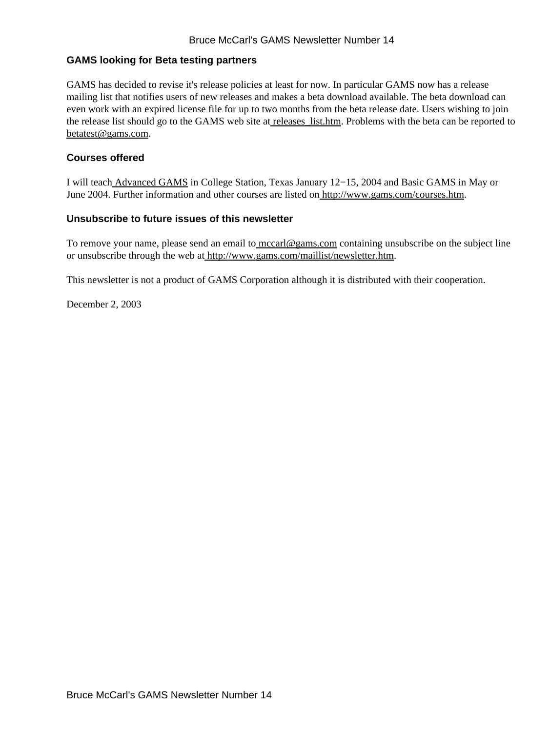## GAMS looking for Beta testing partners

GAMS has decided to revise it's release policies at least for now. In particular GAMS now has a release mailing list that notifies users of new releases and makes a beta download available. The beta download can even work with an expired license file for up to two months from the beta release date. Users wishing to join the release list should go to the GAMS web site at releases_list.htm. Problems with the beta can be reported to betatest@gams.com.

## Courses offered

I will teach Advanced GAMS in College Station, Texas January 12−15, 2004 and Basic GAMS in May or June 2004. Further information and other courses are listed on http://www.gams.com/courses.htm.

## Unsubscribe to future issues of this newsletter

To remove your name, please send an email to mccarl@gams.com containing unsubscribe on the subject line or unsubscribe through the web at http://www.gams.com/maillist/newsletter.htm.

This newsletter is not a product of GAMS Corporation although it is distributed with their cooperation.

December 2, 2003